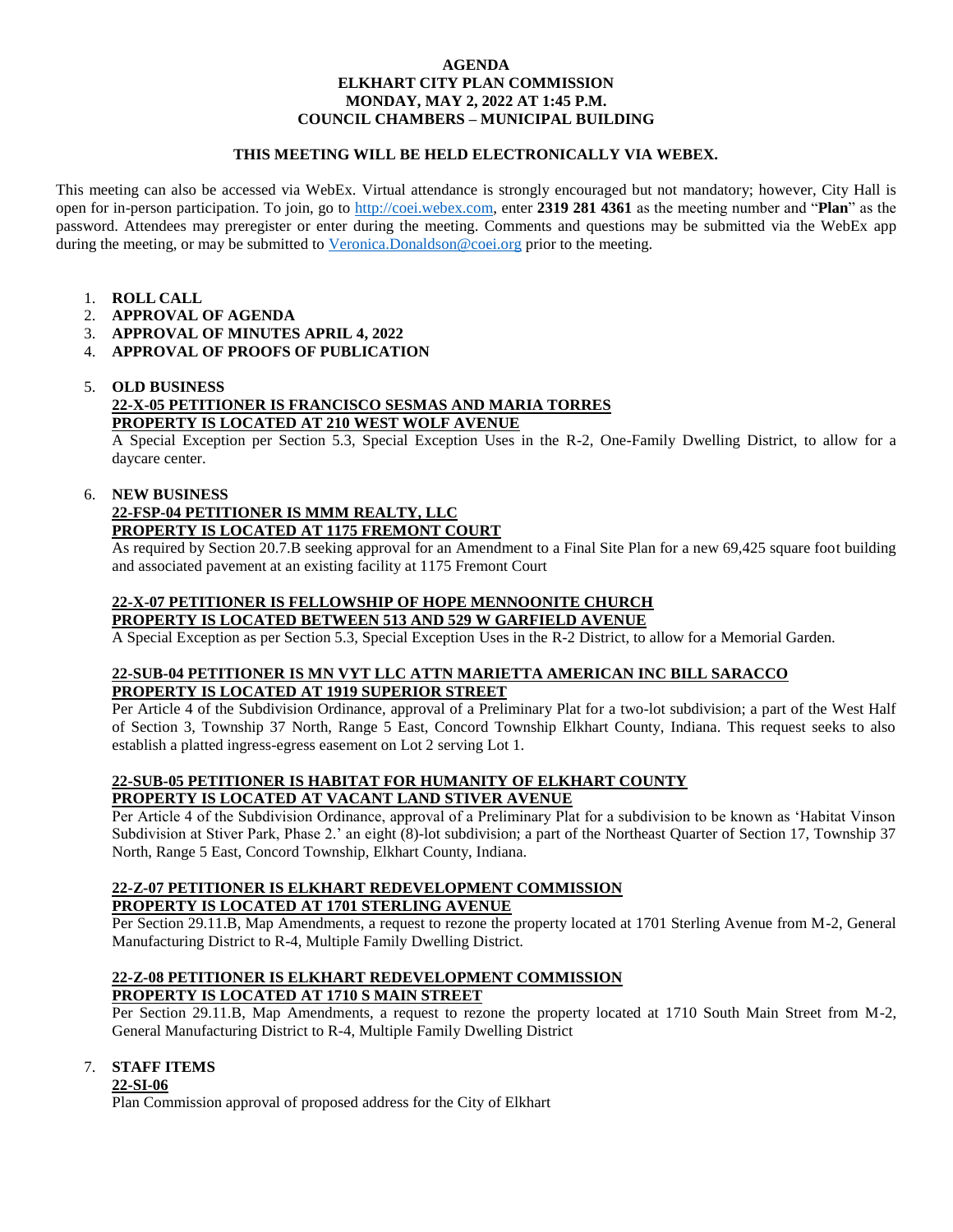# AGENDA
# ELKHART CITY PLAN COMMISSION
# MONDAY, MAY 2, 2022 AT 1:45 P.M.
# COUNCIL CHAMBERS – MUNICIPAL BUILDING

**THIS MEETING WILL BE HELD ELECTRONICALLY VIA WEBEX.**

This meeting can also be accessed via WebEx. Virtual attendance is strongly encouraged but not mandatory; however, City Hall is open for in-person participation. To join, go to http://coei.webex.com, enter **2319 281 4361** as the meeting number and "**Plan**" as the password. Attendees may preregister or enter during the meeting. Comments and questions may be submitted via the WebEx app during the meeting, or may be submitted to Veronica.Donaldson@coei.org prior to the meeting.

1. **ROLL CALL**
2. **APPROVAL OF AGENDA**
3. **APPROVAL OF MINUTES APRIL 4, 2022**
4. **APPROVAL OF PROOFS OF PUBLICATION**
5. **OLD BUSINESS**

   **22-X-05 PETITIONER IS FRANCISCO SESMAS AND MARIA TORRES**
   **PROPERTY IS LOCATED AT 210 WEST WOLF AVENUE**

   A Special Exception per Section 5.3, Special Exception Uses in the R-2, One-Family Dwelling District, to allow for a daycare center.

6. **NEW BUSINESS**

   **22-FSP-04 PETITIONER IS MMM REALTY, LLC**
   **PROPERTY IS LOCATED AT 1175 FREMONT COURT**

   As required by Section 20.7.B seeking approval for an Amendment to a Final Site Plan for a new 69,425 square foot building and associated pavement at an existing facility at 1175 Fremont Court

   **22-X-07 PETITIONER IS FELLOWSHIP OF HOPE MENNOONITE CHURCH**
   **PROPERTY IS LOCATED BETWEEN 513 AND 529 W GARFIELD AVENUE**

   A Special Exception as per Section 5.3, Special Exception Uses in the R-2 District, to allow for a Memorial Garden.

   **22-SUB-04 PETITIONER IS MN VYT LLC ATTN MARIETTA AMERICAN INC BILL SARACCO**
   **PROPERTY IS LOCATED AT 1919 SUPERIOR STREET**

   Per Article 4 of the Subdivision Ordinance, approval of a Preliminary Plat for a two-lot subdivision; a part of the West Half of Section 3, Township 37 North, Range 5 East, Concord Township Elkhart County, Indiana. This request seeks to also establish a platted ingress-egress easement on Lot 2 serving Lot 1.

   **22-SUB-05 PETITIONER IS HABITAT FOR HUMANITY OF ELKHART COUNTY**
   **PROPERTY IS LOCATED AT VACANT LAND STIVER AVENUE**

   Per Article 4 of the Subdivision Ordinance, approval of a Preliminary Plat for a subdivision to be known as 'Habitat Vinson Subdivision at Stiver Park, Phase 2.' an eight (8)-lot subdivision; a part of the Northeast Quarter of Section 17, Township 37 North, Range 5 East, Concord Township, Elkhart County, Indiana.

   **22-Z-07 PETITIONER IS ELKHART REDEVELOPMENT COMMISSION**
   **PROPERTY IS LOCATED AT 1701 STERLING AVENUE**

   Per Section 29.11.B, Map Amendments, a request to rezone the property located at 1701 Sterling Avenue from M-2, General Manufacturing District to R-4, Multiple Family Dwelling District.

   **22-Z-08 PETITIONER IS ELKHART REDEVELOPMENT COMMISSION**
   **PROPERTY IS LOCATED AT 1710 S MAIN STREET**

   Per Section 29.11.B, Map Amendments, a request to rezone the property located at 1710 South Main Street from M-2, General Manufacturing District to R-4, Multiple Family Dwelling District

7. **STAFF ITEMS**

   **22-SI-06**

   Plan Commission approval of proposed address for the City of Elkhart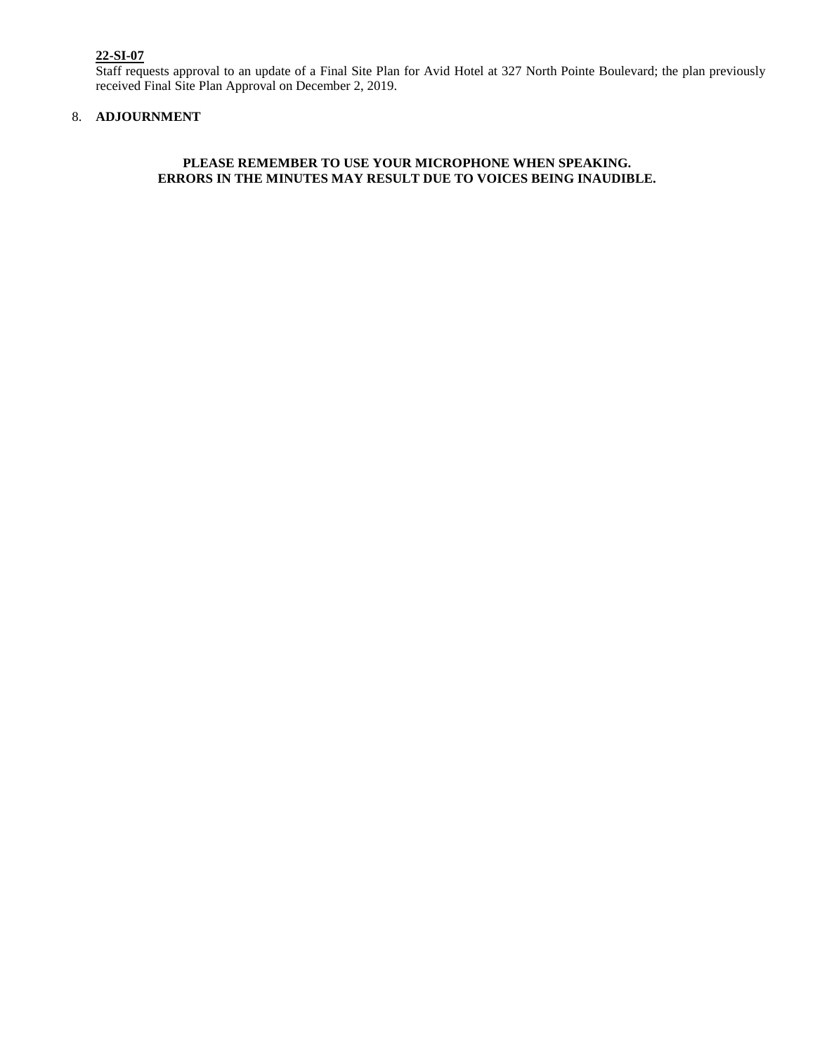**22-SI-07**

Staff requests approval to an update of a Final Site Plan for Avid Hotel at 327 North Pointe Boulevard; the plan previously received Final Site Plan Approval on December 2, 2019.

8. **ADJOURNMENT**

**PLEASE REMEMBER TO USE YOUR MICROPHONE WHEN SPEAKING.**
**ERRORS IN THE MINUTES MAY RESULT DUE TO VOICES BEING INAUDIBLE.**